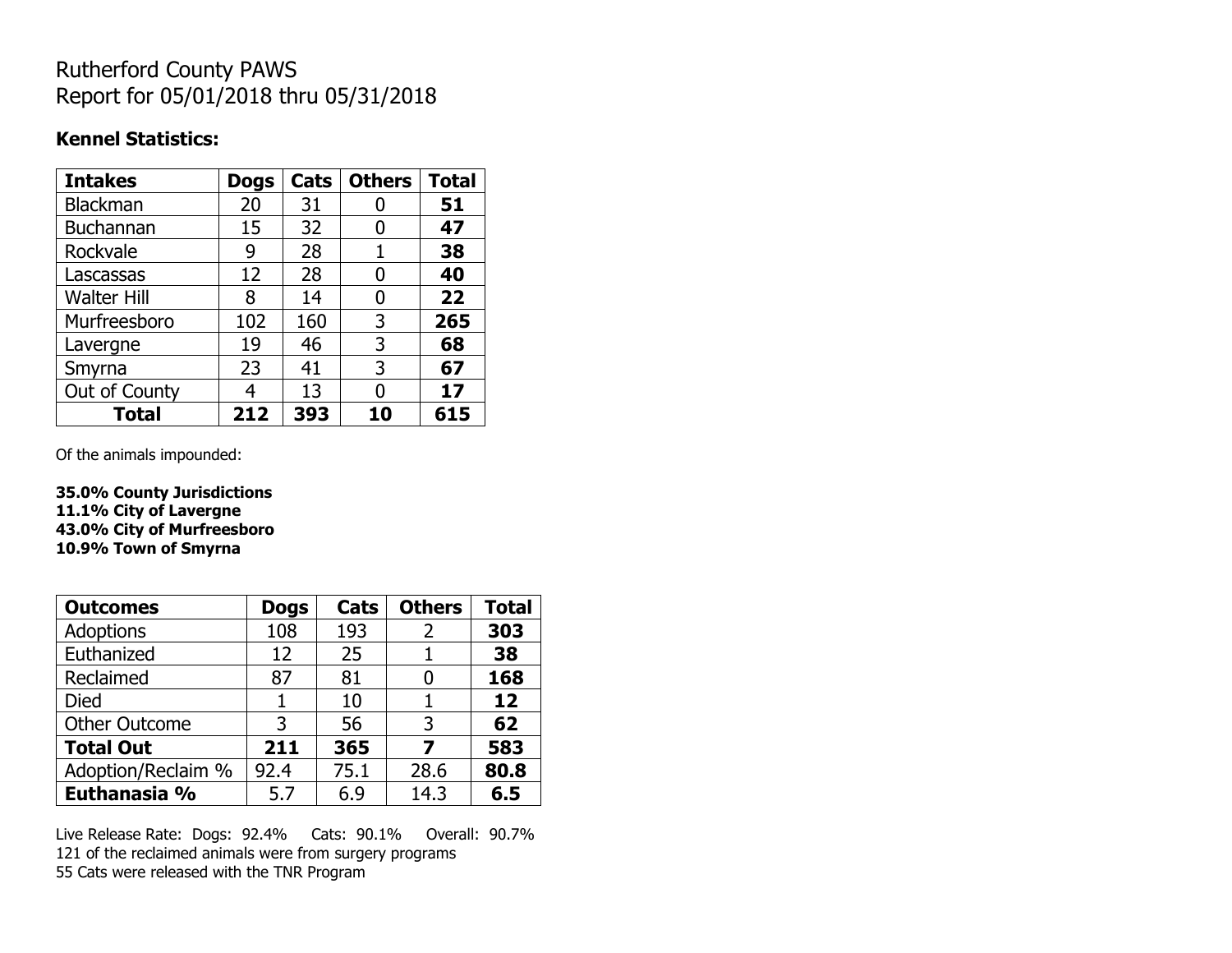# Rutherford County PAWS
Report for 05/01/2018 thru 05/31/2018

**Kennel Statistics:**

| **Intakes** | **Dogs** | **Cats** | **Others** | **Total** |
|---|---|---|---|---|
| Blackman | 20 | 31 | 0 | **51** |
| Buchannan | 15 | 32 | 0 | **47** |
| Rockvale | 9 | 28 | 1 | **38** |
| Lascassas | 12 | 28 | 0 | **40** |
| Walter Hill | 8 | 14 | 0 | **22** |
| Murfreesboro | 102 | 160 | 3 | **265** |
| Lavergne | 19 | 46 | 3 | **68** |
| Smyrna | 23 | 41 | 3 | **67** |
| Out of County | 4 | 13 | 0 | **17** |
| **Total** | **212** | **393** | **10** | **615** |

Of the animals impounded:

**35.0% County Jurisdictions**
**11.1% City of Lavergne**
**43.0% City of Murfreesboro**
**10.9% Town of Smyrna**

| **Outcomes** | **Dogs** | **Cats** | **Others** | **Total** |
|---|---|---|---|---|
| Adoptions | 108 | 193 | 2 | **303** |
| Euthanized | 12 | 25 | 1 | **38** |
| Reclaimed | 87 | 81 | 0 | **168** |
| Died | 1 | 10 | 1 | **12** |
| Other Outcome | 3 | 56 | 3 | **62** |
| **Total Out** | **211** | **365** | **7** | **583** |
| Adoption/Reclaim % | 92.4 | 75.1 | 28.6 | **80.8** |
| **Euthanasia %** | 5.7 | 6.9 | 14.3 | **6.5** |

Live Release Rate: Dogs: 92.4% Cats: 90.1% Overall: 90.7%
121 of the reclaimed animals were from surgery programs
55 Cats were released with the TNR Program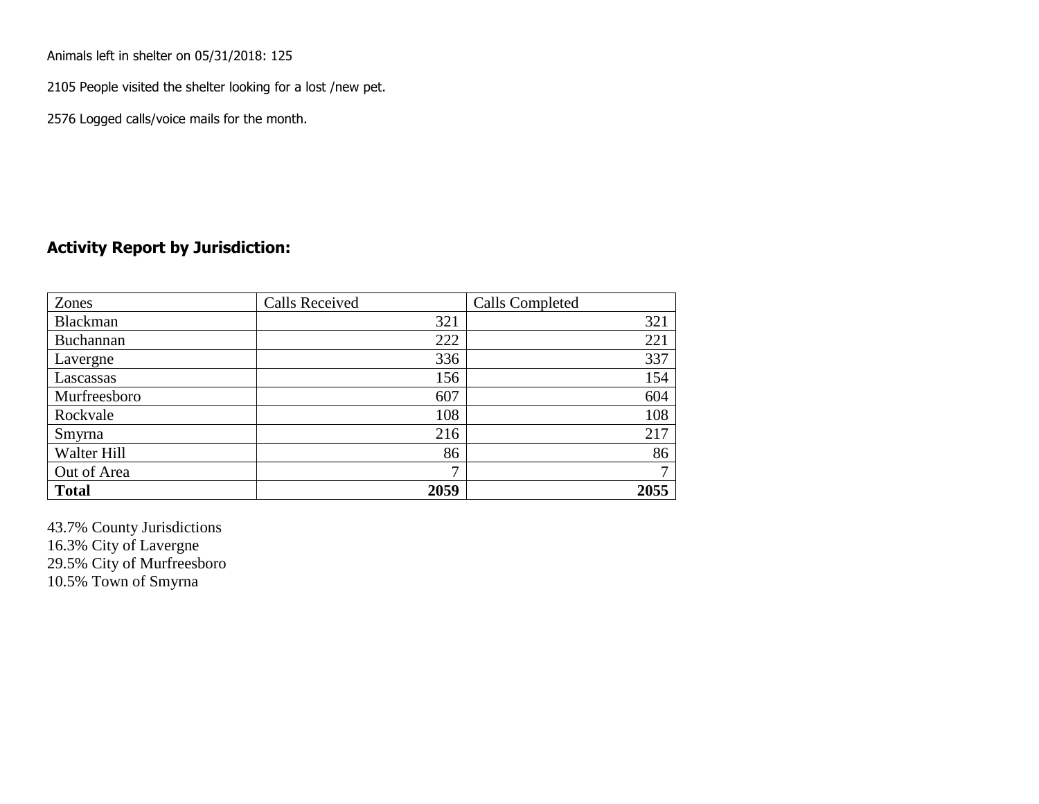Animals left in shelter on 05/31/2018: 125

2105 People visited the shelter looking for a lost /new pet.

2576 Logged calls/voice mails for the month.

## Activity Report by Jurisdiction:

| Zones | Calls Received | Calls Completed |
|---|---|---|
| Blackman | 321 | 321 |
| Buchannan | 222 | 221 |
| Lavergne | 336 | 337 |
| Lascassas | 156 | 154 |
| Murfreesboro | 607 | 604 |
| Rockvale | 108 | 108 |
| Smyrna | 216 | 217 |
| Walter Hill | 86 | 86 |
| Out of Area | 7 | 7 |
| **Total** | **2059** | **2055** |

43.7% County Jurisdictions
16.3% City of Lavergne
29.5% City of Murfreesboro
10.5% Town of Smyrna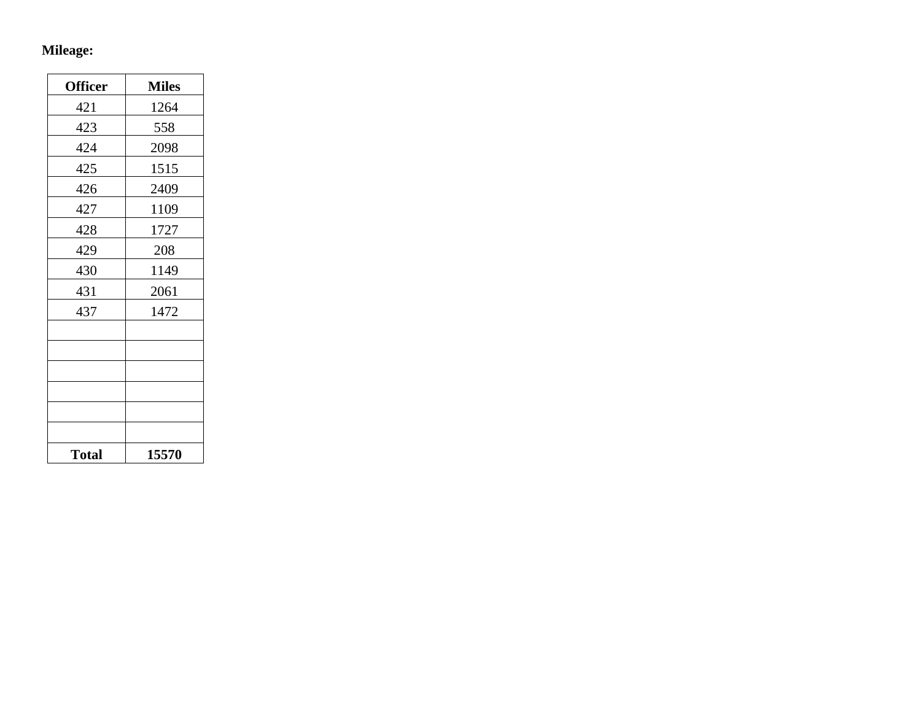**Mileage:**

| Officer | Miles |
|---|---|
| 421 | 1264 |
| 423 | 558 |
| 424 | 2098 |
| 425 | 1515 |
| 426 | 2409 |
| 427 | 1109 |
| 428 | 1727 |
| 429 | 208 |
| 430 | 1149 |
| 431 | 2061 |
| 437 | 1472 |
| | |
| | |
| | |
| | |
| | |
| | |
| **Total** | **15570** |